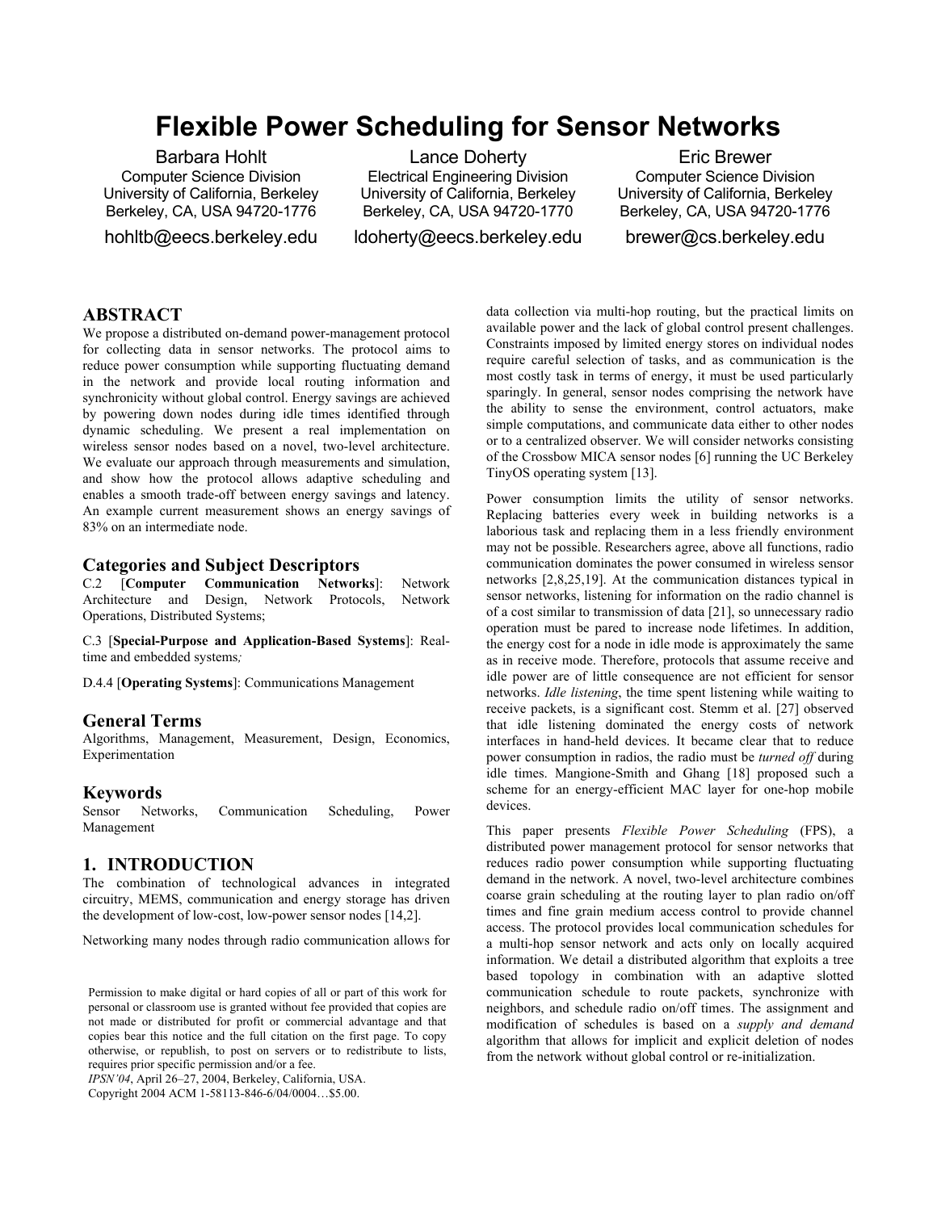# Flexible Power Scheduling for Sensor Networks

Barbara Hohlt
Computer Science Division
University of California, Berkeley
Berkeley, CA, USA 94720-1776
hohltb@eecs.berkeley.edu

Lance Doherty
Electrical Engineering Division
University of California, Berkeley
Berkeley, CA, USA 94720-1770
ldoherty@eecs.berkeley.edu

Eric Brewer
Computer Science Division
University of California, Berkeley
Berkeley, CA, USA 94720-1776
brewer@cs.berkeley.edu

## ABSTRACT

We propose a distributed on-demand power-management protocol for collecting data in sensor networks. The protocol aims to reduce power consumption while supporting fluctuating demand in the network and provide local routing information and synchronicity without global control. Energy savings are achieved by powering down nodes during idle times identified through dynamic scheduling. We present a real implementation on wireless sensor nodes based on a novel, two-level architecture. We evaluate our approach through measurements and simulation, and show how the protocol allows adaptive scheduling and enables a smooth trade-off between energy savings and latency. An example current measurement shows an energy savings of 83% on an intermediate node.

### Categories and Subject Descriptors

C.2 [**Computer Communication Networks**]: Network Architecture and Design, Network Protocols, Network Operations, Distributed Systems;

C.3 [**Special-Purpose and Application-Based Systems**]: Real-time and embedded systems*;*

D.4.4 [**Operating Systems**]: Communications Management

### General Terms

Algorithms, Management, Measurement, Design, Economics, Experimentation

### Keywords

Sensor Networks, Communication Scheduling, Power Management

## 1. INTRODUCTION

The combination of technological advances in integrated circuitry, MEMS, communication and energy storage has driven the development of low-cost, low-power sensor nodes [14,2].

Networking many nodes through radio communication allows for data collection via multi-hop routing, but the practical limits on available power and the lack of global control present challenges. Constraints imposed by limited energy stores on individual nodes require careful selection of tasks, and as communication is the most costly task in terms of energy, it must be used particularly sparingly. In general, sensor nodes comprising the network have the ability to sense the environment, control actuators, make simple computations, and communicate data either to other nodes or to a centralized observer. We will consider networks consisting of the Crossbow MICA sensor nodes [6] running the UC Berkeley TinyOS operating system [13].

Power consumption limits the utility of sensor networks. Replacing batteries every week in building networks is a laborious task and replacing them in a less friendly environment may not be possible. Researchers agree, above all functions, radio communication dominates the power consumed in wireless sensor networks [2,8,25,19]. At the communication distances typical in sensor networks, listening for information on the radio channel is of a cost similar to transmission of data [21], so unnecessary radio operation must be pared to increase node lifetimes. In addition, the energy cost for a node in idle mode is approximately the same as in receive mode. Therefore, protocols that assume receive and idle power are of little consequence are not efficient for sensor networks. *Idle listening*, the time spent listening while waiting to receive packets, is a significant cost. Stemm et al. [27] observed that idle listening dominated the energy costs of network interfaces in hand-held devices. It became clear that to reduce power consumption in radios, the radio must be *turned off* during idle times. Mangione-Smith and Ghang [18] proposed such a scheme for an energy-efficient MAC layer for one-hop mobile devices.

This paper presents *Flexible Power Scheduling* (FPS), a distributed power management protocol for sensor networks that reduces radio power consumption while supporting fluctuating demand in the network. A novel, two-level architecture combines coarse grain scheduling at the routing layer to plan radio on/off times and fine grain medium access control to provide channel access. The protocol provides local communication schedules for a multi-hop sensor network and acts only on locally acquired information. We detail a distributed algorithm that exploits a tree based topology in combination with an adaptive slotted communication schedule to route packets, synchronize with neighbors, and schedule radio on/off times. The assignment and modification of schedules is based on a *supply and demand* algorithm that allows for implicit and explicit deletion of nodes from the network without global control or re-initialization.

Permission to make digital or hard copies of all or part of this work for personal or classroom use is granted without fee provided that copies are not made or distributed for profit or commercial advantage and that copies bear this notice and the full citation on the first page. To copy otherwise, or republish, to post on servers or to redistribute to lists, requires prior specific permission and/or a fee.
*IPSN'04*, April 26–27, 2004, Berkeley, California, USA.
Copyright 2004 ACM 1-58113-846-6/04/0004…$5.00.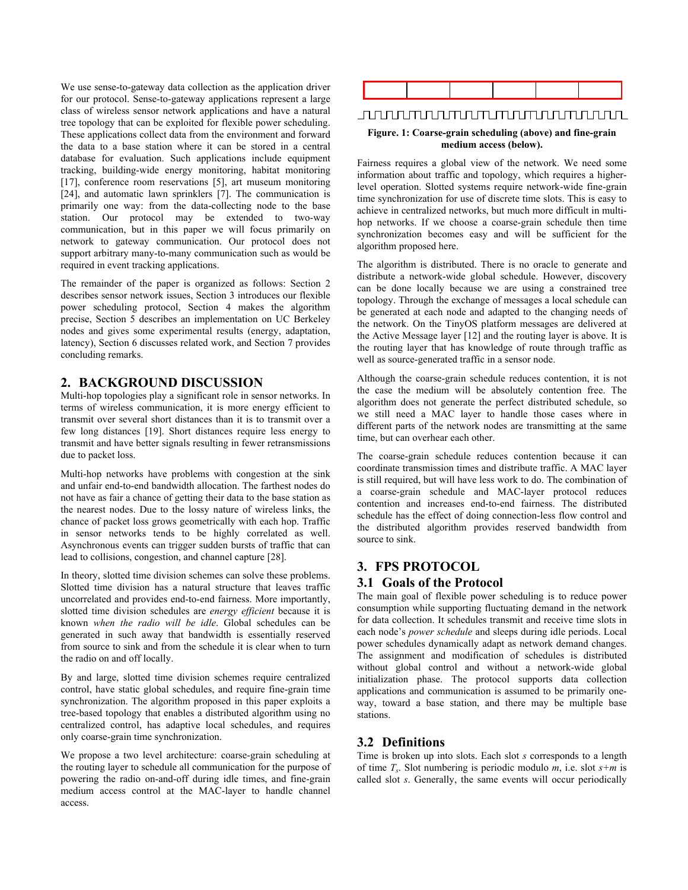We use sense-to-gateway data collection as the application driver for our protocol. Sense-to-gateway applications represent a large class of wireless sensor network applications and have a natural tree topology that can be exploited for flexible power scheduling. These applications collect data from the environment and forward the data to a base station where it can be stored in a central database for evaluation. Such applications include equipment tracking, building-wide energy monitoring, habitat monitoring [17], conference room reservations [5], art museum monitoring [24], and automatic lawn sprinklers [7]. The communication is primarily one way: from the data-collecting node to the base station. Our protocol may be extended to two-way communication, but in this paper we will focus primarily on network to gateway communication. Our protocol does not support arbitrary many-to-many communication such as would be required in event tracking applications.

The remainder of the paper is organized as follows: Section 2 describes sensor network issues, Section 3 introduces our flexible power scheduling protocol, Section 4 makes the algorithm precise, Section 5 describes an implementation on UC Berkeley nodes and gives some experimental results (energy, adaptation, latency), Section 6 discusses related work, and Section 7 provides concluding remarks.

## 2. BACKGROUND DISCUSSION

Multi-hop topologies play a significant role in sensor networks. In terms of wireless communication, it is more energy efficient to transmit over several short distances than it is to transmit over a few long distances [19]. Short distances require less energy to transmit and have better signals resulting in fewer retransmissions due to packet loss.

Multi-hop networks have problems with congestion at the sink and unfair end-to-end bandwidth allocation. The farthest nodes do not have as fair a chance of getting their data to the base station as the nearest nodes. Due to the lossy nature of wireless links, the chance of packet loss grows geometrically with each hop. Traffic in sensor networks tends to be highly correlated as well. Asynchronous events can trigger sudden bursts of traffic that can lead to collisions, congestion, and channel capture [28].

In theory, slotted time division schemes can solve these problems. Slotted time division has a natural structure that leaves traffic uncorrelated and provides end-to-end fairness. More importantly, slotted time division schedules are *energy efficient* because it is known *when the radio will be idle*. Global schedules can be generated in such away that bandwidth is essentially reserved from source to sink and from the schedule it is clear when to turn the radio on and off locally.

By and large, slotted time division schemes require centralized control, have static global schedules, and require fine-grain time synchronization. The algorithm proposed in this paper exploits a tree-based topology that enables a distributed algorithm using no centralized control, has adaptive local schedules, and requires only coarse-grain time synchronization.

We propose a two level architecture: coarse-grain scheduling at the routing layer to schedule all communication for the purpose of powering the radio on-and-off during idle times, and fine-grain medium access control at the MAC-layer to handle channel access.

**Figure. 1: Coarse-grain scheduling (above) and fine-grain medium access (below).**

Fairness requires a global view of the network. We need some information about traffic and topology, which requires a higher-level operation. Slotted systems require network-wide fine-grain time synchronization for use of discrete time slots. This is easy to achieve in centralized networks, but much more difficult in multi-hop networks. If we choose a coarse-grain schedule then time synchronization becomes easy and will be sufficient for the algorithm proposed here.

The algorithm is distributed. There is no oracle to generate and distribute a network-wide global schedule. However, discovery can be done locally because we are using a constrained tree topology. Through the exchange of messages a local schedule can be generated at each node and adapted to the changing needs of the network. On the TinyOS platform messages are delivered at the Active Message layer [12] and the routing layer is above. It is the routing layer that has knowledge of route through traffic as well as source-generated traffic in a sensor node.

Although the coarse-grain schedule reduces contention, it is not the case the medium will be absolutely contention free. The algorithm does not generate the perfect distributed schedule, so we still need a MAC layer to handle those cases where in different parts of the network nodes are transmitting at the same time, but can overhear each other.

The coarse-grain schedule reduces contention because it can coordinate transmission times and distribute traffic. A MAC layer is still required, but will have less work to do. The combination of a coarse-grain schedule and MAC-layer protocol reduces contention and increases end-to-end fairness. The distributed schedule has the effect of doing connection-less flow control and the distributed algorithm provides reserved bandwidth from source to sink.

## 3. FPS PROTOCOL

### 3.1 Goals of the Protocol

The main goal of flexible power scheduling is to reduce power consumption while supporting fluctuating demand in the network for data collection. It schedules transmit and receive time slots in each node's *power schedule* and sleeps during idle periods. Local power schedules dynamically adapt as network demand changes. The assignment and modification of schedules is distributed without global control and without a network-wide global initialization phase. The protocol supports data collection applications and communication is assumed to be primarily one-way, toward a base station, and there may be multiple base stations.

### 3.2 Definitions

Time is broken up into slots. Each slot $s$ corresponds to a length of time $T_s$. Slot numbering is periodic modulo $m$, i.e. slot $s+m$ is called slot $s$. Generally, the same events will occur periodically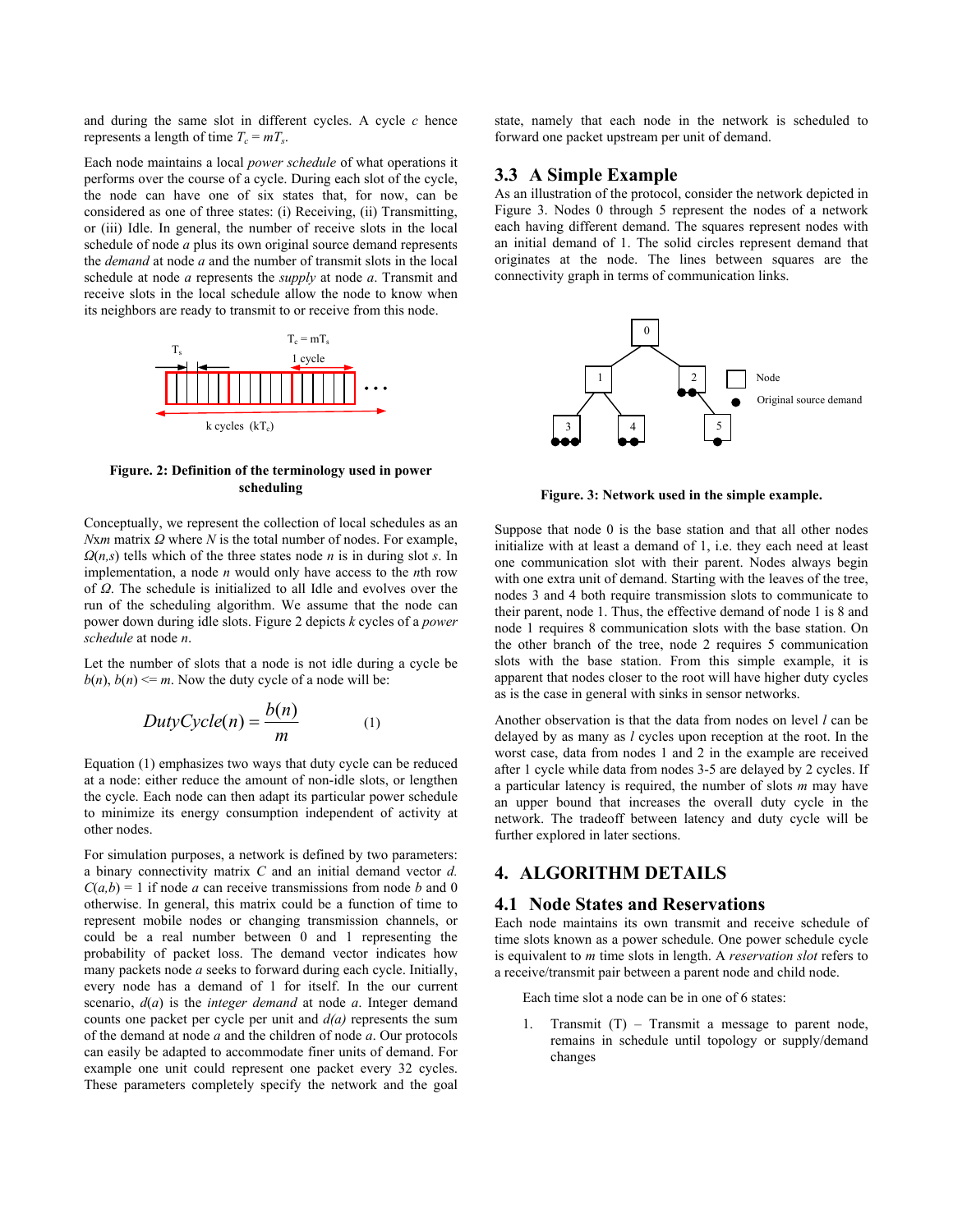and during the same slot in different cycles. A cycle $c$ hence represents a length of time $T_c = mT_s$.

Each node maintains a local *power schedule* of what operations it performs over the course of a cycle. During each slot of the cycle, the node can have one of six states that, for now, can be considered as one of three states: (i) Receiving, (ii) Transmitting, or (iii) Idle. In general, the number of receive slots in the local schedule of node $a$ plus its own original source demand represents the *demand* at node $a$ and the number of transmit slots in the local schedule at node $a$ represents the *supply* at node $a$. Transmit and receive slots in the local schedule allow the node to know when its neighbors are ready to transmit to or receive from this node.

**Figure. 2: Definition of the terminology used in power scheduling**

Conceptually, we represent the collection of local schedules as an $N$x$m$ matrix $\Omega$ where $N$ is the total number of nodes. For example, $\Omega(n,s)$ tells which of the three states node $n$ is in during slot $s$. In implementation, a node $n$ would only have access to the $n$th row of $\Omega$. The schedule is initialized to all Idle and evolves over the run of the scheduling algorithm. We assume that the node can power down during idle slots. Figure 2 depicts $k$ cycles of a *power schedule* at node $n$.

Let the number of slots that a node is not idle during a cycle be $b(n)$, $b(n) \le m$. Now the duty cycle of a node will be:

$$DutyCycle(n) = \frac{b(n)}{m} \qquad (1)$$

Equation (1) emphasizes two ways that duty cycle can be reduced at a node: either reduce the amount of non-idle slots, or lengthen the cycle. Each node can then adapt its particular power schedule to minimize its energy consumption independent of activity at other nodes.

For simulation purposes, a network is defined by two parameters: a binary connectivity matrix $C$ and an initial demand vector $d$. $C(a,b) = 1$ if node $a$ can receive transmissions from node $b$ and 0 otherwise. In general, this matrix could be a function of time to represent mobile nodes or changing transmission channels, or could be a real number between 0 and 1 representing the probability of packet loss. The demand vector indicates how many packets node $a$ seeks to forward during each cycle. Initially, every node has a demand of 1 for itself. In the our current scenario, $d(a)$ is the *integer demand* at node $a$. Integer demand counts one packet per cycle per unit and $d(a)$ represents the sum of the demand at node $a$ and the children of node $a$. Our protocols can easily be adapted to accommodate finer units of demand. For example one unit could represent one packet every 32 cycles. These parameters completely specify the network and the goal state, namely that each node in the network is scheduled to forward one packet upstream per unit of demand.

## 3.3 A Simple Example

As an illustration of the protocol, consider the network depicted in Figure 3. Nodes 0 through 5 represent the nodes of a network each having different demand. The squares represent nodes with an initial demand of 1. The solid circles represent demand that originates at the node. The lines between squares are the connectivity graph in terms of communication links.

**Figure. 3: Network used in the simple example.**

Suppose that node 0 is the base station and that all other nodes initialize with at least a demand of 1, i.e. they each need at least one communication slot with their parent. Nodes always begin with one extra unit of demand. Starting with the leaves of the tree, nodes 3 and 4 both require transmission slots to communicate to their parent, node 1. Thus, the effective demand of node 1 is 8 and node 1 requires 8 communication slots with the base station. On the other branch of the tree, node 2 requires 5 communication slots with the base station. From this simple example, it is apparent that nodes closer to the root will have higher duty cycles as is the case in general with sinks in sensor networks.

Another observation is that the data from nodes on level $l$ can be delayed by as many as $l$ cycles upon reception at the root. In the worst case, data from nodes 1 and 2 in the example are received after 1 cycle while data from nodes 3-5 are delayed by 2 cycles. If a particular latency is required, the number of slots $m$ may have an upper bound that increases the overall duty cycle in the network. The tradeoff between latency and duty cycle will be further explored in later sections.

# 4. ALGORITHM DETAILS

## 4.1 Node States and Reservations

Each node maintains its own transmit and receive schedule of time slots known as a power schedule. One power schedule cycle is equivalent to $m$ time slots in length. A *reservation slot* refers to a receive/transmit pair between a parent node and child node.

Each time slot a node can be in one of 6 states:

1. Transmit (T) – Transmit a message to parent node, remains in schedule until topology or supply/demand changes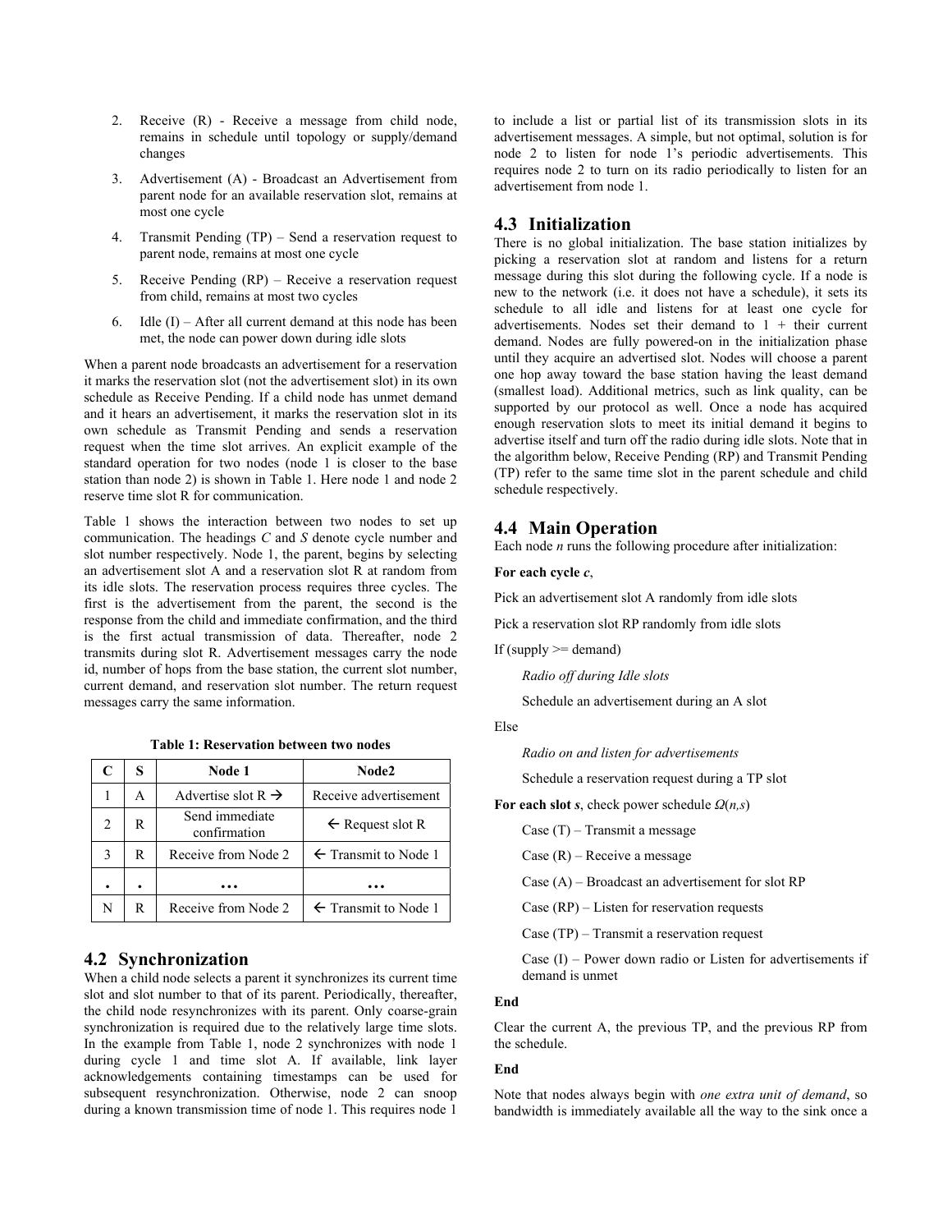2. Receive (R) - Receive a message from child node, remains in schedule until topology or supply/demand changes

3. Advertisement (A) - Broadcast an Advertisement from parent node for an available reservation slot, remains at most one cycle

4. Transmit Pending (TP) – Send a reservation request to parent node, remains at most one cycle

5. Receive Pending (RP) – Receive a reservation request from child, remains at most two cycles

6. Idle (I) – After all current demand at this node has been met, the node can power down during idle slots

When a parent node broadcasts an advertisement for a reservation it marks the reservation slot (not the advertisement slot) in its own schedule as Receive Pending. If a child node has unmet demand and it hears an advertisement, it marks the reservation slot in its own schedule as Transmit Pending and sends a reservation request when the time slot arrives. An explicit example of the standard operation for two nodes (node 1 is closer to the base station than node 2) is shown in Table 1. Here node 1 and node 2 reserve time slot R for communication.

Table 1 shows the interaction between two nodes to set up communication. The headings *C* and *S* denote cycle number and slot number respectively. Node 1, the parent, begins by selecting an advertisement slot A and a reservation slot R at random from its idle slots. The reservation process requires three cycles. The first is the advertisement from the parent, the second is the response from the child and immediate confirmation, and the third is the first actual transmission of data. Thereafter, node 2 transmits during slot R. Advertisement messages carry the node id, number of hops from the base station, the current slot number, current demand, and reservation slot number. The return request messages carry the same information.

**Table 1: Reservation between two nodes**

| C | S | Node 1 | Node2 |
|---|---|---|---|
| 1 | A | Advertise slot R → | Receive advertisement |
| 2 | R | Send immediate confirmation | ← Request slot R |
| 3 | R | Receive from Node 2 | ← Transmit to Node 1 |
| • | • | … | … |
| N | R | Receive from Node 2 | ← Transmit to Node 1 |

## 4.2 Synchronization

When a child node selects a parent it synchronizes its current time slot and slot number to that of its parent. Periodically, thereafter, the child node resynchronizes with its parent. Only coarse-grain synchronization is required due to the relatively large time slots. In the example from Table 1, node 2 synchronizes with node 1 during cycle 1 and time slot A. If available, link layer acknowledgements containing timestamps can be used for subsequent resynchronization. Otherwise, node 2 can snoop during a known transmission time of node 1. This requires node 1 to include a list or partial list of its transmission slots in its advertisement messages. A simple, but not optimal, solution is for node 2 to listen for node 1's periodic advertisements. This requires node 2 to turn on its radio periodically to listen for an advertisement from node 1.

## 4.3 Initialization

There is no global initialization. The base station initializes by picking a reservation slot at random and listens for a return message during this slot during the following cycle. If a node is new to the network (i.e. it does not have a schedule), it sets its schedule to all idle and listens for at least one cycle for advertisements. Nodes set their demand to 1 + their current demand. Nodes are fully powered-on in the initialization phase until they acquire an advertised slot. Nodes will choose a parent one hop away toward the base station having the least demand (smallest load). Additional metrics, such as link quality, can be supported by our protocol as well. Once a node has acquired enough reservation slots to meet its initial demand it begins to advertise itself and turn off the radio during idle slots. Note that in the algorithm below, Receive Pending (RP) and Transmit Pending (TP) refer to the same time slot in the parent schedule and child schedule respectively.

## 4.4 Main Operation

Each node *n* runs the following procedure after initialization:

**For each cycle *c***,

Pick an advertisement slot A randomly from idle slots

Pick a reservation slot RP randomly from idle slots

If (supply >= demand)

*Radio off during Idle slots*

Schedule an advertisement during an A slot

Else

*Radio on and listen for advertisements*

Schedule a reservation request during a TP slot

**For each slot *s***, check power schedule $\Omega(n,s)$

Case (T) – Transmit a message

Case (R) – Receive a message

Case (A) – Broadcast an advertisement for slot RP

Case (RP) – Listen for reservation requests

Case (TP) – Transmit a reservation request

Case (I) – Power down radio or Listen for advertisements if demand is unmet

**End**

Clear the current A, the previous TP, and the previous RP from the schedule.

**End**

Note that nodes always begin with *one extra unit of demand*, so bandwidth is immediately available all the way to the sink once a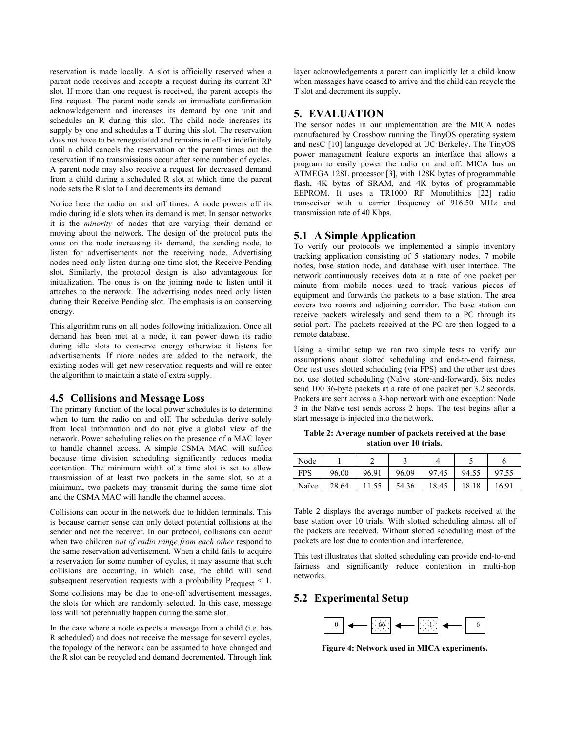reservation is made locally. A slot is officially reserved when a parent node receives and accepts a request during its current RP slot. If more than one request is received, the parent accepts the first request. The parent node sends an immediate confirmation acknowledgement and increases its demand by one unit and schedules an R during this slot. The child node increases its supply by one and schedules a T during this slot. The reservation does not have to be renegotiated and remains in effect indefinitely until a child cancels the reservation or the parent times out the reservation if no transmissions occur after some number of cycles. A parent node may also receive a request for decreased demand from a child during a scheduled R slot at which time the parent node sets the R slot to I and decrements its demand.

Notice here the radio on and off times. A node powers off its radio during idle slots when its demand is met. In sensor networks it is the *minority* of nodes that are varying their demand or moving about the network. The design of the protocol puts the onus on the node increasing its demand, the sending node, to listen for advertisements not the receiving node. Advertising nodes need only listen during one time slot, the Receive Pending slot. Similarly, the protocol design is also advantageous for initialization. The onus is on the joining node to listen until it attaches to the network. The advertising nodes need only listen during their Receive Pending slot. The emphasis is on conserving energy.

This algorithm runs on all nodes following initialization. Once all demand has been met at a node, it can power down its radio during idle slots to conserve energy otherwise it listens for advertisements. If more nodes are added to the network, the existing nodes will get new reservation requests and will re-enter the algorithm to maintain a state of extra supply.

### 4.5 Collisions and Message Loss

The primary function of the local power schedules is to determine when to turn the radio on and off. The schedules derive solely from local information and do not give a global view of the network. Power scheduling relies on the presence of a MAC layer to handle channel access. A simple CSMA MAC will suffice because time division scheduling significantly reduces media contention. The minimum width of a time slot is set to allow transmission of at least two packets in the same slot, so at a minimum, two packets may transmit during the same time slot and the CSMA MAC will handle the channel access.

Collisions can occur in the network due to hidden terminals. This is because carrier sense can only detect potential collisions at the sender and not the receiver. In our protocol, collisions can occur when two children *out of radio range from each other* respond to the same reservation advertisement. When a child fails to acquire a reservation for some number of cycles, it may assume that such collisions are occurring, in which case, the child will send subsequent reservation requests with a probability $P_{request} < 1$. Some collisions may be due to one-off advertisement messages, the slots for which are randomly selected. In this case, message loss will not perennially happen during the same slot.

In the case where a node expects a message from a child (i.e. has R scheduled) and does not receive the message for several cycles, the topology of the network can be assumed to have changed and the R slot can be recycled and demand decremented. Through link layer acknowledgements a parent can implicitly let a child know when messages have ceased to arrive and the child can recycle the T slot and decrement its supply.

## 5. EVALUATION

The sensor nodes in our implementation are the MICA nodes manufactured by Crossbow running the TinyOS operating system and nesC [10] language developed at UC Berkeley. The TinyOS power management feature exports an interface that allows a program to easily power the radio on and off. MICA has an ATMEGA 128L processor [3], with 128K bytes of programmable flash, 4K bytes of SRAM, and 4K bytes of programmable EEPROM. It uses a TR1000 RF Monolithics [22] radio transceiver with a carrier frequency of 916.50 MHz and transmission rate of 40 Kbps.

### 5.1 A Simple Application

To verify our protocols we implemented a simple inventory tracking application consisting of 5 stationary nodes, 7 mobile nodes, base station node, and database with user interface. The network continuously receives data at a rate of one packet per minute from mobile nodes used to track various pieces of equipment and forwards the packets to a base station. The area covers two rooms and adjoining corridor. The base station can receive packets wirelessly and send them to a PC through its serial port. The packets received at the PC are then logged to a remote database.

Using a similar setup we ran two simple tests to verify our assumptions about slotted scheduling and end-to-end fairness. One test uses slotted scheduling (via FPS) and the other test does not use slotted scheduling (Naïve store-and-forward). Six nodes send 100 36-byte packets at a rate of one packet per 3.2 seconds. Packets are sent across a 3-hop network with one exception: Node 3 in the Naïve test sends across 2 hops. The test begins after a start message is injected into the network.

**Table 2: Average number of packets received at the base station over 10 trials.**

| Node | 1 | 2 | 3 | 4 | 5 | 6 |
|---|---|---|---|---|---|---|
| FPS | 96.00 | 96.91 | 96.09 | 97.45 | 94.55 | 97.55 |
| Naïve | 28.64 | 11.55 | 54.36 | 18.45 | 18.18 | 16.91 |

Table 2 displays the average number of packets received at the base station over 10 trials. With slotted scheduling almost all of the packets are received. Without slotted scheduling most of the packets are lost due to contention and interference.

This test illustrates that slotted scheduling can provide end-to-end fairness and significantly reduce contention in multi-hop networks.

### 5.2 Experimental Setup

0 ← 66 ← 1 ← 6

**Figure 4: Network used in MICA experiments.**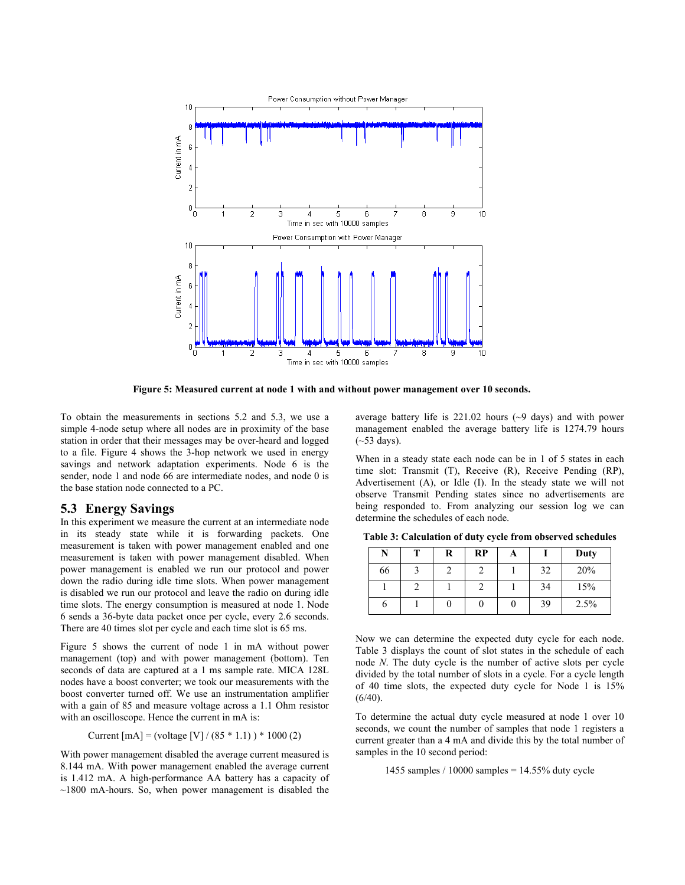**Figure 5: Measured current at node 1 with and without power management over 10 seconds.**

To obtain the measurements in sections 5.2 and 5.3, we use a simple 4-node setup where all nodes are in proximity of the base station in order that their messages may be over-heard and logged to a file. Figure 4 shows the 3-hop network we used in energy savings and network adaptation experiments. Node 6 is the sender, node 1 and node 66 are intermediate nodes, and node 0 is the base station node connected to a PC.

## 5.3 Energy Savings

In this experiment we measure the current at an intermediate node in its steady state while it is forwarding packets. One measurement is taken with power management enabled and one measurement is taken with power management disabled. When power management is enabled we run our protocol and power down the radio during idle time slots. When power management is disabled we run our protocol and leave the radio on during idle time slots. The energy consumption is measured at node 1. Node 6 sends a 36-byte data packet once per cycle, every 2.6 seconds. There are 40 times slot per cycle and each time slot is 65 ms.

Figure 5 shows the current of node 1 in mA without power management (top) and with power management (bottom). Ten seconds of data are captured at a 1 ms sample rate. MICA 128L nodes have a boost converter; we took our measurements with the boost converter turned off. We use an instrumentation amplifier with a gain of 85 and measure voltage across a 1.1 Ohm resistor with an oscilloscope. Hence the current in mA is:

$$\text{Current [mA]} = (\text{voltage [V]} / (85 * 1.1)) * 1000 \quad (2)$$

With power management disabled the average current measured is 8.144 mA. With power management enabled the average current is 1.412 mA. A high-performance AA battery has a capacity of ~1800 mA-hours. So, when power management is disabled the average battery life is 221.02 hours (~9 days) and with power management enabled the average battery life is 1274.79 hours (~53 days).

When in a steady state each node can be in 1 of 5 states in each time slot: Transmit (T), Receive (R), Receive Pending (RP), Advertisement (A), or Idle (I). In the steady state we will not observe Transmit Pending states since no advertisements are being responded to. From analyzing our session log we can determine the schedules of each node.

**Table 3: Calculation of duty cycle from observed schedules**

| N | T | R | RP | A | I | Duty |
|---|---|---|---|---|---|---|
| 66 | 3 | 2 | 2 | 1 | 32 | 20% |
| 1 | 2 | 1 | 2 | 1 | 34 | 15% |
| 6 | 1 | 0 | 0 | 0 | 39 | 2.5% |

Now we can determine the expected duty cycle for each node. Table 3 displays the count of slot states in the schedule of each node *N*. The duty cycle is the number of active slots per cycle divided by the total number of slots in a cycle. For a cycle length of 40 time slots, the expected duty cycle for Node 1 is 15% (6/40).

To determine the actual duty cycle measured at node 1 over 10 seconds, we count the number of samples that node 1 registers a current greater than a 4 mA and divide this by the total number of samples in the 10 second period:

$$1455 \text{ samples} / 10000 \text{ samples} = 14.55\% \text{ duty cycle}$$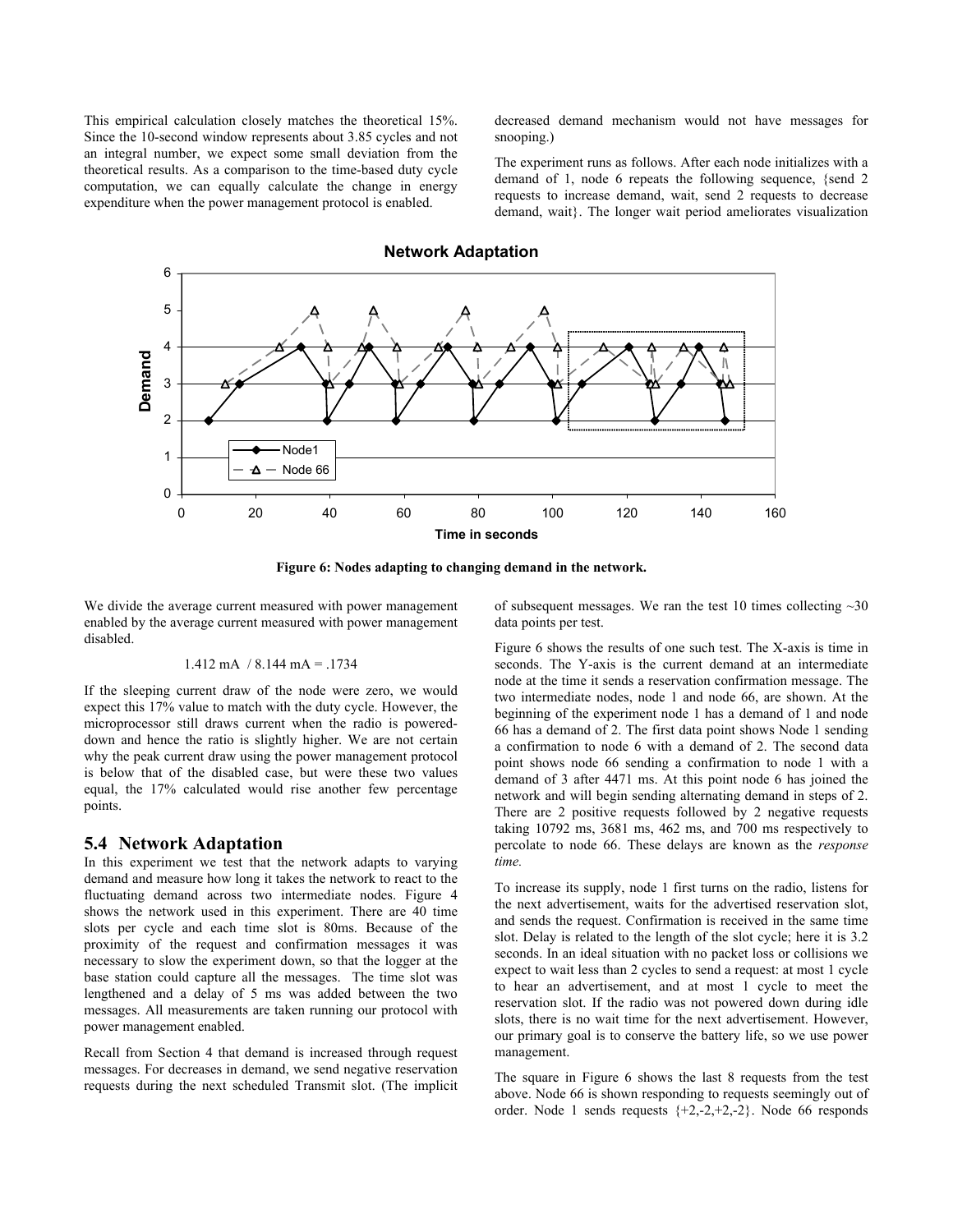This empirical calculation closely matches the theoretical 15%. Since the 10-second window represents about 3.85 cycles and not an integral number, we expect some small deviation from the theoretical results. As a comparison to the time-based duty cycle computation, we can equally calculate the change in energy expenditure when the power management protocol is enabled.

We divide the average current measured with power management enabled by the average current measured with power management disabled.

$$1.412 \text{ mA } / \ 8.144 \text{ mA} = .1734$$

If the sleeping current draw of the node were zero, we would expect this 17% value to match with the duty cycle. However, the microprocessor still draws current when the radio is powered-down and hence the ratio is slightly higher. We are not certain why the peak current draw using the power management protocol is below that of the disabled case, but were these two values equal, the 17% calculated would rise another few percentage points.

## 5.4 Network Adaptation

In this experiment we test that the network adapts to varying demand and measure how long it takes the network to react to the fluctuating demand across two intermediate nodes. Figure 4 shows the network used in this experiment. There are 40 time slots per cycle and each time slot is 80ms. Because of the proximity of the request and confirmation messages it was necessary to slow the experiment down, so that the logger at the base station could capture all the messages. The time slot was lengthened and a delay of 5 ms was added between the two messages. All measurements are taken running our protocol with power management enabled.

Recall from Section 4 that demand is increased through request messages. For decreases in demand, we send negative reservation requests during the next scheduled Transmit slot. (The implicit decreased demand mechanism would not have messages for snooping.)

The experiment runs as follows. After each node initializes with a demand of 1, node 6 repeats the following sequence, {send 2 requests to increase demand, wait, send 2 requests to decrease demand, wait}. The longer wait period ameliorates visualization of subsequent messages. We ran the test 10 times collecting ~30 data points per test.

**Figure 6: Nodes adapting to changing demand in the network.**

Figure 6 shows the results of one such test. The X-axis is time in seconds. The Y-axis is the current demand at an intermediate node at the time it sends a reservation confirmation message. The two intermediate nodes, node 1 and node 66, are shown. At the beginning of the experiment node 1 has a demand of 1 and node 66 has a demand of 2. The first data point shows Node 1 sending a confirmation to node 6 with a demand of 2. The second data point shows node 66 sending a confirmation to node 1 with a demand of 3 after 4471 ms. At this point node 6 has joined the network and will begin sending alternating demand in steps of 2. There are 2 positive requests followed by 2 negative requests taking 10792 ms, 3681 ms, 462 ms, and 700 ms respectively to percolate to node 66. These delays are known as the *response time.*

To increase its supply, node 1 first turns on the radio, listens for the next advertisement, waits for the advertised reservation slot, and sends the request. Confirmation is received in the same time slot. Delay is related to the length of the slot cycle; here it is 3.2 seconds. In an ideal situation with no packet loss or collisions we expect to wait less than 2 cycles to send a request: at most 1 cycle to hear an advertisement, and at most 1 cycle to meet the reservation slot. If the radio was not powered down during idle slots, there is no wait time for the next advertisement. However, our primary goal is to conserve the battery life, so we use power management.

The square in Figure 6 shows the last 8 requests from the test above. Node 66 is shown responding to requests seemingly out of order. Node 1 sends requests {+2,-2,+2,-2}. Node 66 responds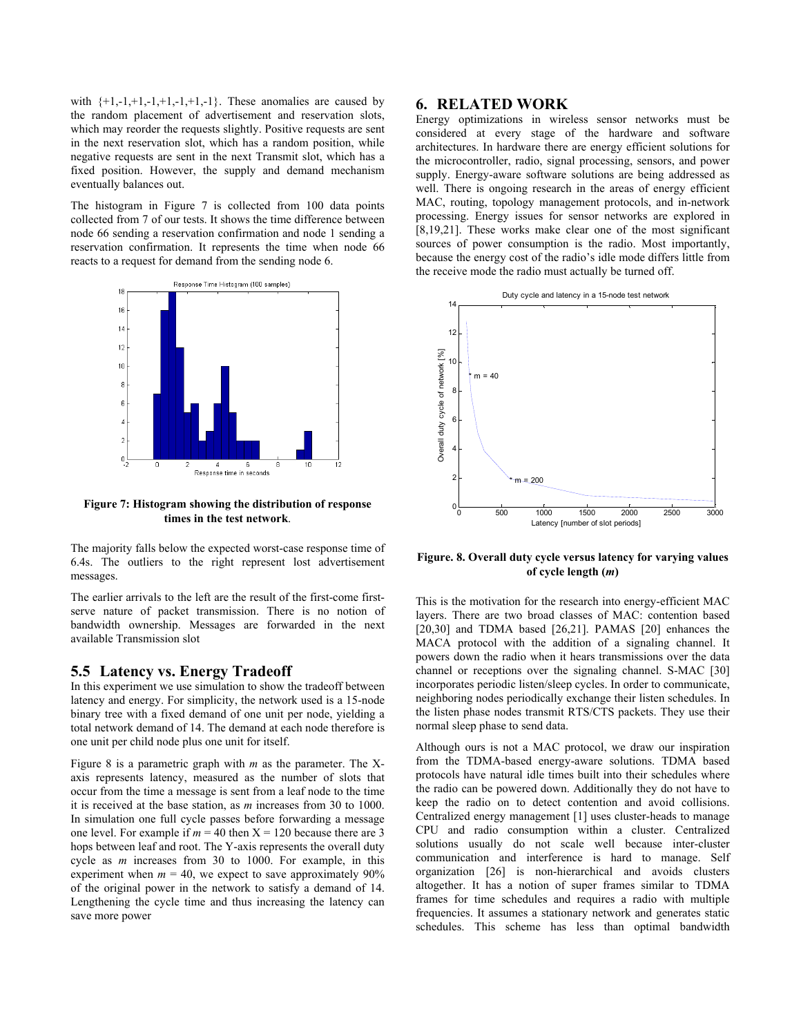with {+1,-1,+1,-1,+1,-1,+1,-1}. These anomalies are caused by the random placement of advertisement and reservation slots, which may reorder the requests slightly. Positive requests are sent in the next reservation slot, which has a random position, while negative requests are sent in the next Transmit slot, which has a fixed position. However, the supply and demand mechanism eventually balances out.

The histogram in Figure 7 is collected from 100 data points collected from 7 of our tests. It shows the time difference between node 66 sending a reservation confirmation and node 1 sending a reservation confirmation. It represents the time when node 66 reacts to a request for demand from the sending node 6.

**Figure 7: Histogram showing the distribution of response times in the test network**.

The majority falls below the expected worst-case response time of 6.4s. The outliers to the right represent lost advertisement messages.

The earlier arrivals to the left are the result of the first-come first-serve nature of packet transmission. There is no notion of bandwidth ownership. Messages are forwarded in the next available Transmission slot

## 5.5 Latency vs. Energy Tradeoff

In this experiment we use simulation to show the tradeoff between latency and energy. For simplicity, the network used is a 15-node binary tree with a fixed demand of one unit per node, yielding a total network demand of 14. The demand at each node therefore is one unit per child node plus one unit for itself.

Figure 8 is a parametric graph with *m* as the parameter. The X-axis represents latency, measured as the number of slots that occur from the time a message is sent from a leaf node to the time it is received at the base station, as *m* increases from 30 to 1000. In simulation one full cycle passes before forwarding a message one level. For example if $m = 40$ then $X = 120$ because there are 3 hops between leaf and root. The Y-axis represents the overall duty cycle as *m* increases from 30 to 1000. For example, in this experiment when $m = 40$, we expect to save approximately 90% of the original power in the network to satisfy a demand of 14. Lengthening the cycle time and thus increasing the latency can save more power

## 6. RELATED WORK

Energy optimizations in wireless sensor networks must be considered at every stage of the hardware and software architectures. In hardware there are energy efficient solutions for the microcontroller, radio, signal processing, sensors, and power supply. Energy-aware software solutions are being addressed as well. There is ongoing research in the areas of energy efficient MAC, routing, topology management protocols, and in-network processing. Energy issues for sensor networks are explored in [8,19,21]. These works make clear one of the most significant sources of power consumption is the radio. Most importantly, because the energy cost of the radio's idle mode differs little from the receive mode the radio must actually be turned off.

**Figure. 8. Overall duty cycle versus latency for varying values of cycle length (*m*)**

This is the motivation for the research into energy-efficient MAC layers. There are two broad classes of MAC: contention based [20,30] and TDMA based [26,21]. PAMAS [20] enhances the MACA protocol with the addition of a signaling channel. It powers down the radio when it hears transmissions over the data channel or receptions over the signaling channel. S-MAC [30] incorporates periodic listen/sleep cycles. In order to communicate, neighboring nodes periodically exchange their listen schedules. In the listen phase nodes transmit RTS/CTS packets. They use their normal sleep phase to send data.

Although ours is not a MAC protocol, we draw our inspiration from the TDMA-based energy-aware solutions. TDMA based protocols have natural idle times built into their schedules where the radio can be powered down. Additionally they do not have to keep the radio on to detect contention and avoid collisions. Centralized energy management [1] uses cluster-heads to manage CPU and radio consumption within a cluster. Centralized solutions usually do not scale well because inter-cluster communication and interference is hard to manage. Self organization [26] is non-hierarchical and avoids clusters altogether. It has a notion of super frames similar to TDMA frames for time schedules and requires a radio with multiple frequencies. It assumes a stationary network and generates static schedules. This scheme has less than optimal bandwidth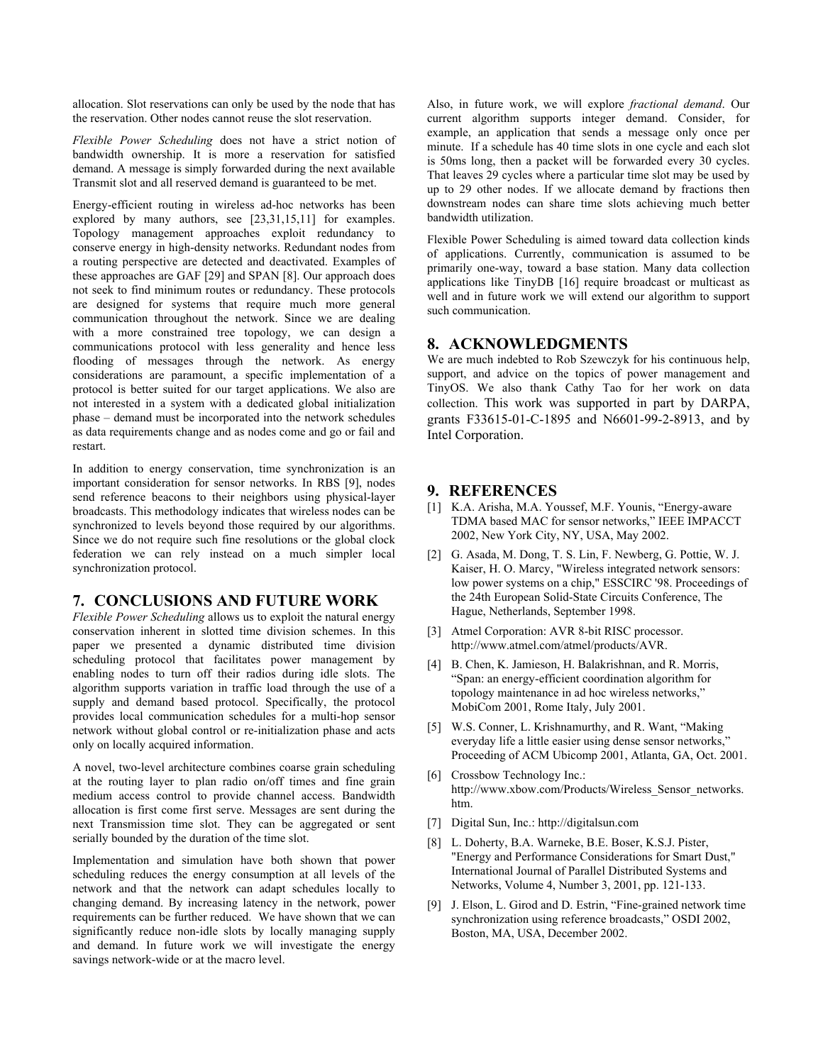allocation. Slot reservations can only be used by the node that has the reservation. Other nodes cannot reuse the slot reservation.

*Flexible Power Scheduling* does not have a strict notion of bandwidth ownership. It is more a reservation for satisfied demand. A message is simply forwarded during the next available Transmit slot and all reserved demand is guaranteed to be met.

Energy-efficient routing in wireless ad-hoc networks has been explored by many authors, see [23,31,15,11] for examples. Topology management approaches exploit redundancy to conserve energy in high-density networks. Redundant nodes from a routing perspective are detected and deactivated. Examples of these approaches are GAF [29] and SPAN [8]. Our approach does not seek to find minimum routes or redundancy. These protocols are designed for systems that require much more general communication throughout the network. Since we are dealing with a more constrained tree topology, we can design a communications protocol with less generality and hence less flooding of messages through the network. As energy considerations are paramount, a specific implementation of a protocol is better suited for our target applications. We also are not interested in a system with a dedicated global initialization phase – demand must be incorporated into the network schedules as data requirements change and as nodes come and go or fail and restart.

In addition to energy conservation, time synchronization is an important consideration for sensor networks. In RBS [9], nodes send reference beacons to their neighbors using physical-layer broadcasts. This methodology indicates that wireless nodes can be synchronized to levels beyond those required by our algorithms. Since we do not require such fine resolutions or the global clock federation we can rely instead on a much simpler local synchronization protocol.

## 7. CONCLUSIONS AND FUTURE WORK

*Flexible Power Scheduling* allows us to exploit the natural energy conservation inherent in slotted time division schemes. In this paper we presented a dynamic distributed time division scheduling protocol that facilitates power management by enabling nodes to turn off their radios during idle slots. The algorithm supports variation in traffic load through the use of a supply and demand based protocol. Specifically, the protocol provides local communication schedules for a multi-hop sensor network without global control or re-initialization phase and acts only on locally acquired information.

A novel, two-level architecture combines coarse grain scheduling at the routing layer to plan radio on/off times and fine grain medium access control to provide channel access. Bandwidth allocation is first come first serve. Messages are sent during the next Transmission time slot. They can be aggregated or sent serially bounded by the duration of the time slot.

Implementation and simulation have both shown that power scheduling reduces the energy consumption at all levels of the network and that the network can adapt schedules locally to changing demand. By increasing latency in the network, power requirements can be further reduced. We have shown that we can significantly reduce non-idle slots by locally managing supply and demand. In future work we will investigate the energy savings network-wide or at the macro level.

Also, in future work, we will explore *fractional demand*. Our current algorithm supports integer demand. Consider, for example, an application that sends a message only once per minute. If a schedule has 40 time slots in one cycle and each slot is 50ms long, then a packet will be forwarded every 30 cycles. That leaves 29 cycles where a particular time slot may be used by up to 29 other nodes. If we allocate demand by fractions then downstream nodes can share time slots achieving much better bandwidth utilization.

Flexible Power Scheduling is aimed toward data collection kinds of applications. Currently, communication is assumed to be primarily one-way, toward a base station. Many data collection applications like TinyDB [16] require broadcast or multicast as well and in future work we will extend our algorithm to support such communication.

## 8. ACKNOWLEDGMENTS

We are much indebted to Rob Szewczyk for his continuous help, support, and advice on the topics of power management and TinyOS. We also thank Cathy Tao for her work on data collection. This work was supported in part by DARPA, grants F33615-01-C-1895 and N6601-99-2-8913, and by Intel Corporation.

## 9. REFERENCES

[1] K.A. Arisha, M.A. Youssef, M.F. Younis, "Energy-aware TDMA based MAC for sensor networks," IEEE IMPACCT 2002, New York City, NY, USA, May 2002.

[2] G. Asada, M. Dong, T. S. Lin, F. Newberg, G. Pottie, W. J. Kaiser, H. O. Marcy, "Wireless integrated network sensors: low power systems on a chip," ESSCIRC '98. Proceedings of the 24th European Solid-State Circuits Conference, The Hague, Netherlands, September 1998.

[3] Atmel Corporation: AVR 8-bit RISC processor. http://www.atmel.com/atmel/products/AVR.

[4] B. Chen, K. Jamieson, H. Balakrishnan, and R. Morris, "Span: an energy-efficient coordination algorithm for topology maintenance in ad hoc wireless networks," MobiCom 2001, Rome Italy, July 2001.

[5] W.S. Conner, L. Krishnamurthy, and R. Want, "Making everyday life a little easier using dense sensor networks," Proceeding of ACM Ubicomp 2001, Atlanta, GA, Oct. 2001.

[6] Crossbow Technology Inc.: http://www.xbow.com/Products/Wireless_Sensor_networks.htm.

[7] Digital Sun, Inc.: http://digitalsun.com

[8] L. Doherty, B.A. Warneke, B.E. Boser, K.S.J. Pister, "Energy and Performance Considerations for Smart Dust," International Journal of Parallel Distributed Systems and Networks, Volume 4, Number 3, 2001, pp. 121-133.

[9] J. Elson, L. Girod and D. Estrin, "Fine-grained network time synchronization using reference broadcasts," OSDI 2002, Boston, MA, USA, December 2002.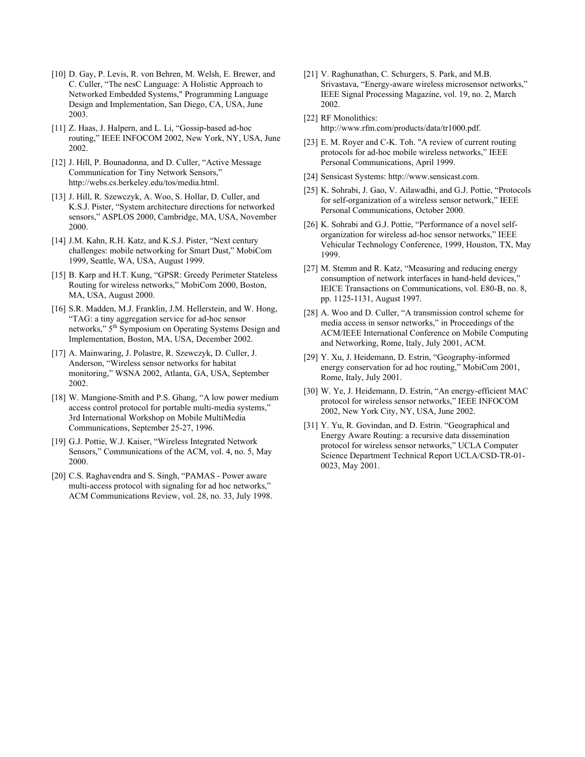[10] D. Gay, P. Levis, R. von Behren, M. Welsh, E. Brewer, and C. Culler, "The nesC Language: A Holistic Approach to Networked Embedded Systems," Programming Language Design and Implementation, San Diego, CA, USA, June 2003.

[11] Z. Haas, J. Halpern, and L. Li, "Gossip-based ad-hoc routing," IEEE INFOCOM 2002, New York, NY, USA, June 2002.

[12] J. Hill, P. Bounadonna, and D. Culler, "Active Message Communication for Tiny Network Sensors," http://webs.cs.berkeley.edu/tos/media.html.

[13] J. Hill, R. Szewczyk, A. Woo, S. Hollar, D. Culler, and K.S.J. Pister, "System architecture directions for networked sensors," ASPLOS 2000, Cambridge, MA, USA, November 2000.

[14] J.M. Kahn, R.H. Katz, and K.S.J. Pister, "Next century challenges: mobile networking for Smart Dust," MobiCom 1999, Seattle, WA, USA, August 1999.

[15] B. Karp and H.T. Kung, "GPSR: Greedy Perimeter Stateless Routing for wireless networks," MobiCom 2000, Boston, MA, USA, August 2000.

[16] S.R. Madden, M.J. Franklin, J.M. Hellerstein, and W. Hong, "TAG: a tiny aggregation service for ad-hoc sensor networks," 5th Symposium on Operating Systems Design and Implementation, Boston, MA, USA, December 2002.

[17] A. Mainwaring, J. Polastre, R. Szewczyk, D. Culler, J. Anderson, "Wireless sensor networks for habitat monitoring," WSNA 2002, Atlanta, GA, USA, September 2002.

[18] W. Mangione-Smith and P.S. Ghang, "A low power medium access control protocol for portable multi-media systems," 3rd International Workshop on Mobile MultiMedia Communications, September 25-27, 1996.

[19] G.J. Pottie, W.J. Kaiser, "Wireless Integrated Network Sensors," Communications of the ACM, vol. 4, no. 5, May 2000.

[20] C.S. Raghavendra and S. Singh, "PAMAS - Power aware multi-access protocol with signaling for ad hoc networks," ACM Communications Review, vol. 28, no. 33, July 1998.

[21] V. Raghunathan, C. Schurgers, S. Park, and M.B. Srivastava, "Energy-aware wireless microsensor networks," IEEE Signal Processing Magazine, vol. 19, no. 2, March 2002.

[22] RF Monolithics: http://www.rfm.com/products/data/tr1000.pdf.

[23] E. M. Royer and C-K. Toh. "A review of current routing protocols for ad-hoc mobile wireless networks," IEEE Personal Communications, April 1999.

[24] Sensicast Systems: http://www.sensicast.com.

[25] K. Sohrabi, J. Gao, V. Ailawadhi, and G.J. Pottie, "Protocols for self-organization of a wireless sensor network," IEEE Personal Communications, October 2000.

[26] K. Sohrabi and G.J. Pottie, "Performance of a novel self-organization for wireless ad-hoc sensor networks," IEEE Vehicular Technology Conference, 1999, Houston, TX, May 1999.

[27] M. Stemm and R. Katz, "Measuring and reducing energy consumption of network interfaces in hand-held devices," IEICE Transactions on Communications, vol. E80-B, no. 8, pp. 1125-1131, August 1997.

[28] A. Woo and D. Culler, "A transmission control scheme for media access in sensor networks," in Proceedings of the ACM/IEEE International Conference on Mobile Computing and Networking, Rome, Italy, July 2001, ACM.

[29] Y. Xu, J. Heidemann, D. Estrin, "Geography-informed energy conservation for ad hoc routing," MobiCom 2001, Rome, Italy, July 2001.

[30] W. Ye, J. Heidemann, D. Estrin, "An energy-efficient MAC protocol for wireless sensor networks," IEEE INFOCOM 2002, New York City, NY, USA, June 2002.

[31] Y. Yu, R. Govindan, and D. Estrin. "Geographical and Energy Aware Routing: a recursive data dissemination protocol for wireless sensor networks," UCLA Computer Science Department Technical Report UCLA/CSD-TR-01-0023, May 2001.